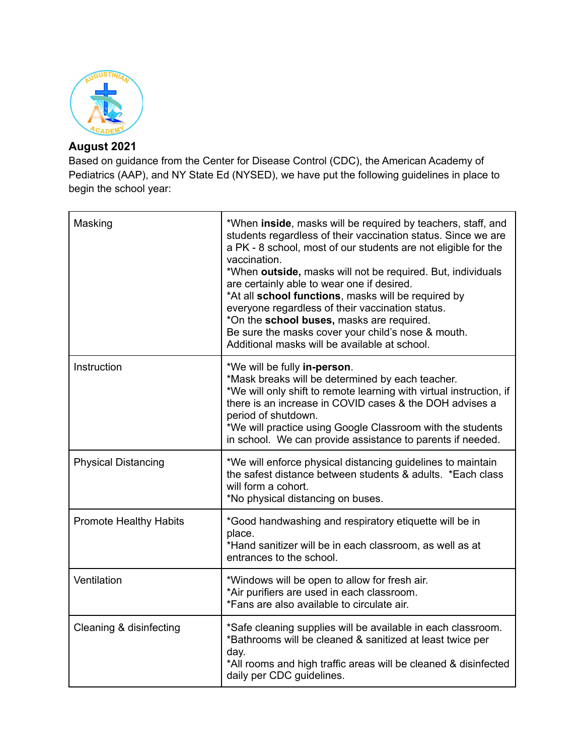**August 2021**

Based on guidance from the Center for Disease Control (CDC), the American Academy of Pediatrics (AAP), and NY State Ed (NYSED), we have put the following guidelines in place to begin the school year:

| | |
|---|---|
| Masking | *When **inside**, masks will be required by teachers, staff, and students regardless of their vaccination status. Since we are a PK - 8 school, most of our students are not eligible for the vaccination.<br>*When **outside,** masks will not be required. But, individuals are certainly able to wear one if desired.<br>*At all **school functions**, masks will be required by everyone regardless of their vaccination status.<br>*On the **school buses,** masks are required.<br>Be sure the masks cover your child's nose & mouth.<br>Additional masks will be available at school. |
| Instruction | *We will be fully **in-person**.<br>*Mask breaks will be determined by each teacher.<br>*We will only shift to remote learning with virtual instruction, if there is an increase in COVID cases & the DOH advises a period of shutdown.<br>*We will practice using Google Classroom with the students in school. We can provide assistance to parents if needed. |
| Physical Distancing | *We will enforce physical distancing guidelines to maintain the safest distance between students & adults. *Each class will form a cohort.<br>*No physical distancing on buses. |
| Promote Healthy Habits | *Good handwashing and respiratory etiquette will be in place.<br>*Hand sanitizer will be in each classroom, as well as at entrances to the school. |
| Ventilation | *Windows will be open to allow for fresh air.<br>*Air purifiers are used in each classroom.<br>*Fans are also available to circulate air. |
| Cleaning & disinfecting | *Safe cleaning supplies will be available in each classroom.<br>*Bathrooms will be cleaned & sanitized at least twice per day.<br>*All rooms and high traffic areas will be cleaned & disinfected daily per CDC guidelines. |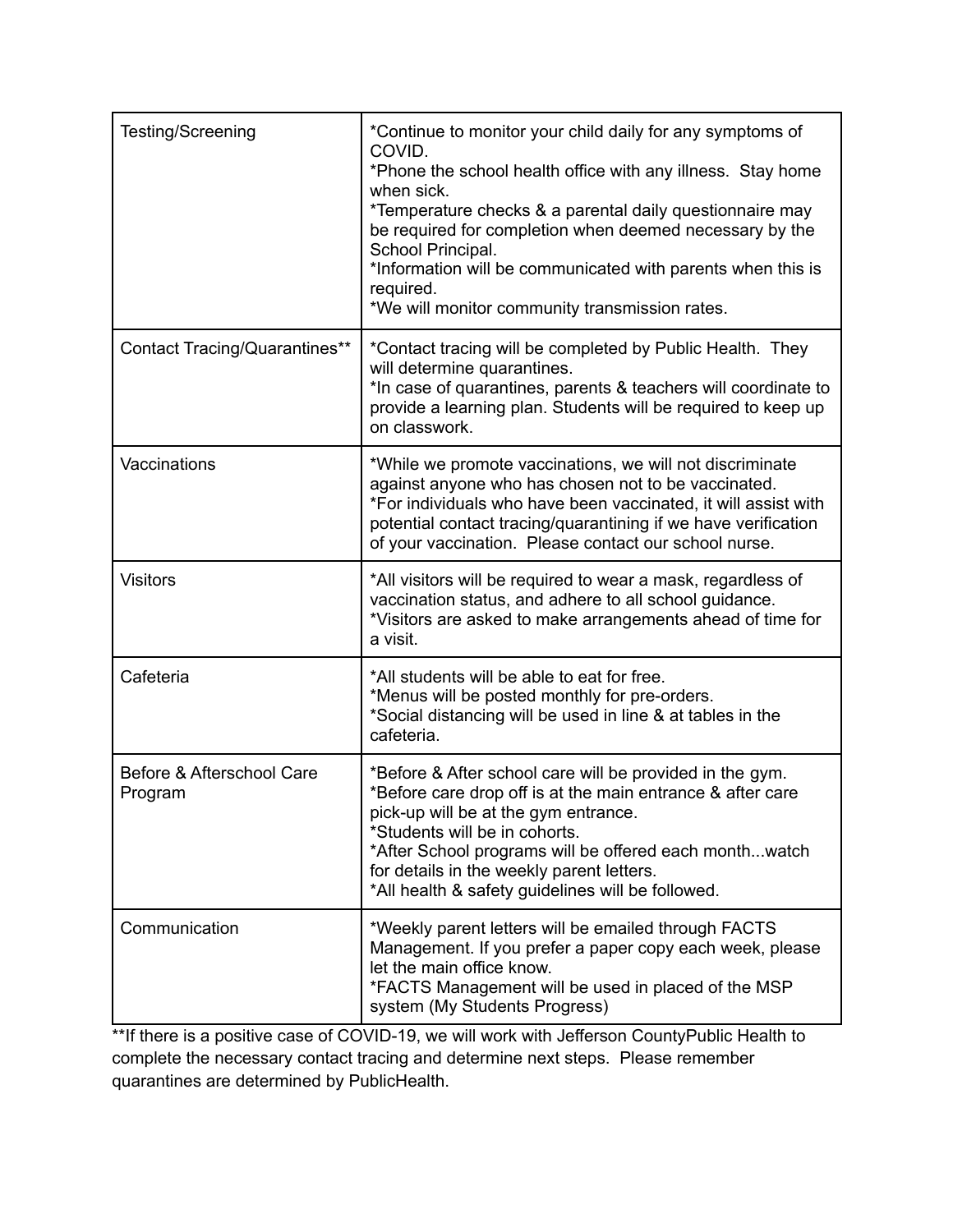| | |
|---|---|
| Testing/Screening | *Continue to monitor your child daily for any symptoms of COVID.<br>*Phone the school health office with any illness. Stay home when sick.<br>*Temperature checks & a parental daily questionnaire may be required for completion when deemed necessary by the School Principal.<br>*Information will be communicated with parents when this is required.<br>*We will monitor community transmission rates. |
| Contact Tracing/Quarantines** | *Contact tracing will be completed by Public Health. They will determine quarantines.<br>*In case of quarantines, parents & teachers will coordinate to provide a learning plan. Students will be required to keep up on classwork. |
| Vaccinations | *While we promote vaccinations, we will not discriminate against anyone who has chosen not to be vaccinated.<br>*For individuals who have been vaccinated, it will assist with potential contact tracing/quarantining if we have verification of your vaccination. Please contact our school nurse. |
| Visitors | *All visitors will be required to wear a mask, regardless of vaccination status, and adhere to all school guidance.<br>*Visitors are asked to make arrangements ahead of time for a visit. |
| Cafeteria | *All students will be able to eat for free.<br>*Menus will be posted monthly for pre-orders.<br>*Social distancing will be used in line & at tables in the cafeteria. |
| Before & Afterschool Care Program | *Before & After school care will be provided in the gym.<br>*Before care drop off is at the main entrance & after care pick-up will be at the gym entrance.<br>*Students will be in cohorts.<br>*After School programs will be offered each month...watch for details in the weekly parent letters.<br>*All health & safety guidelines will be followed. |
| Communication | *Weekly parent letters will be emailed through FACTS Management. If you prefer a paper copy each week, please let the main office know.<br>*FACTS Management will be used in placed of the MSP system (My Students Progress) |

**If there is a positive case of COVID-19, we will work with Jefferson CountyPublic Health to complete the necessary contact tracing and determine next steps. Please remember quarantines are determined by PublicHealth.